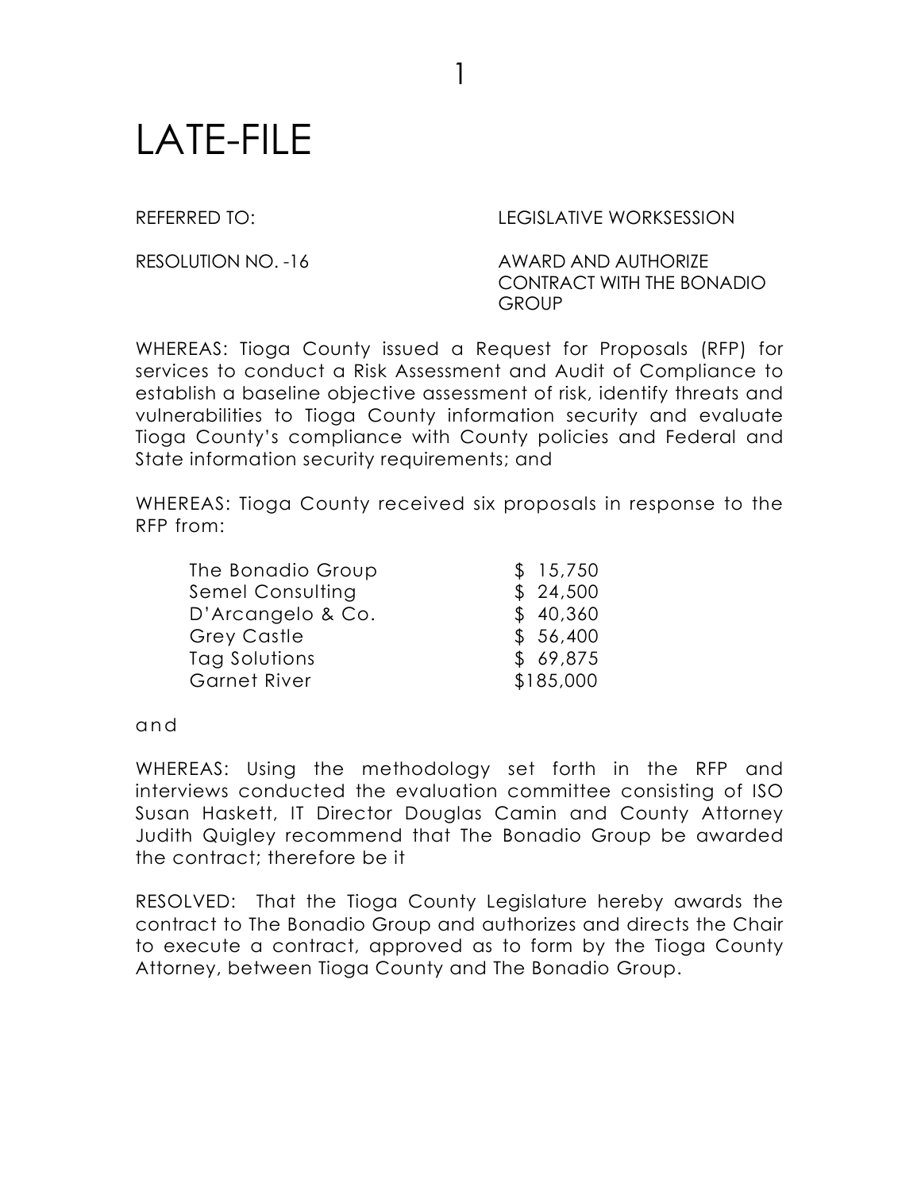# LATE-FILE

REFERRED TO: LEGISLATIVE WORKSESSION

RESOLUTION NO. -16 AWARD AND AUTHORIZE CONTRACT WITH THE BONADIO GROUP

WHEREAS: Tioga County issued a Request for Proposals (RFP) for services to conduct a Risk Assessment and Audit of Compliance to establish a baseline objective assessment of risk, identify threats and vulnerabilities to Tioga County information security and evaluate Tioga County's compliance with County policies and Federal and State information security requirements; and

WHEREAS: Tioga County received six proposals in response to the RFP from:

| | |
|---|---|
| The Bonadio Group | $ 15,750 |
| Semel Consulting | $ 24,500 |
| D'Arcangelo & Co. | $ 40,360 |
| Grey Castle | $ 56,400 |
| Tag Solutions | $ 69,875 |
| Garnet River | $185,000 |

and

WHEREAS: Using the methodology set forth in the RFP and interviews conducted the evaluation committee consisting of ISO Susan Haskett, IT Director Douglas Camin and County Attorney Judith Quigley recommend that The Bonadio Group be awarded the contract; therefore be it

RESOLVED: That the Tioga County Legislature hereby awards the contract to The Bonadio Group and authorizes and directs the Chair to execute a contract, approved as to form by the Tioga County Attorney, between Tioga County and The Bonadio Group.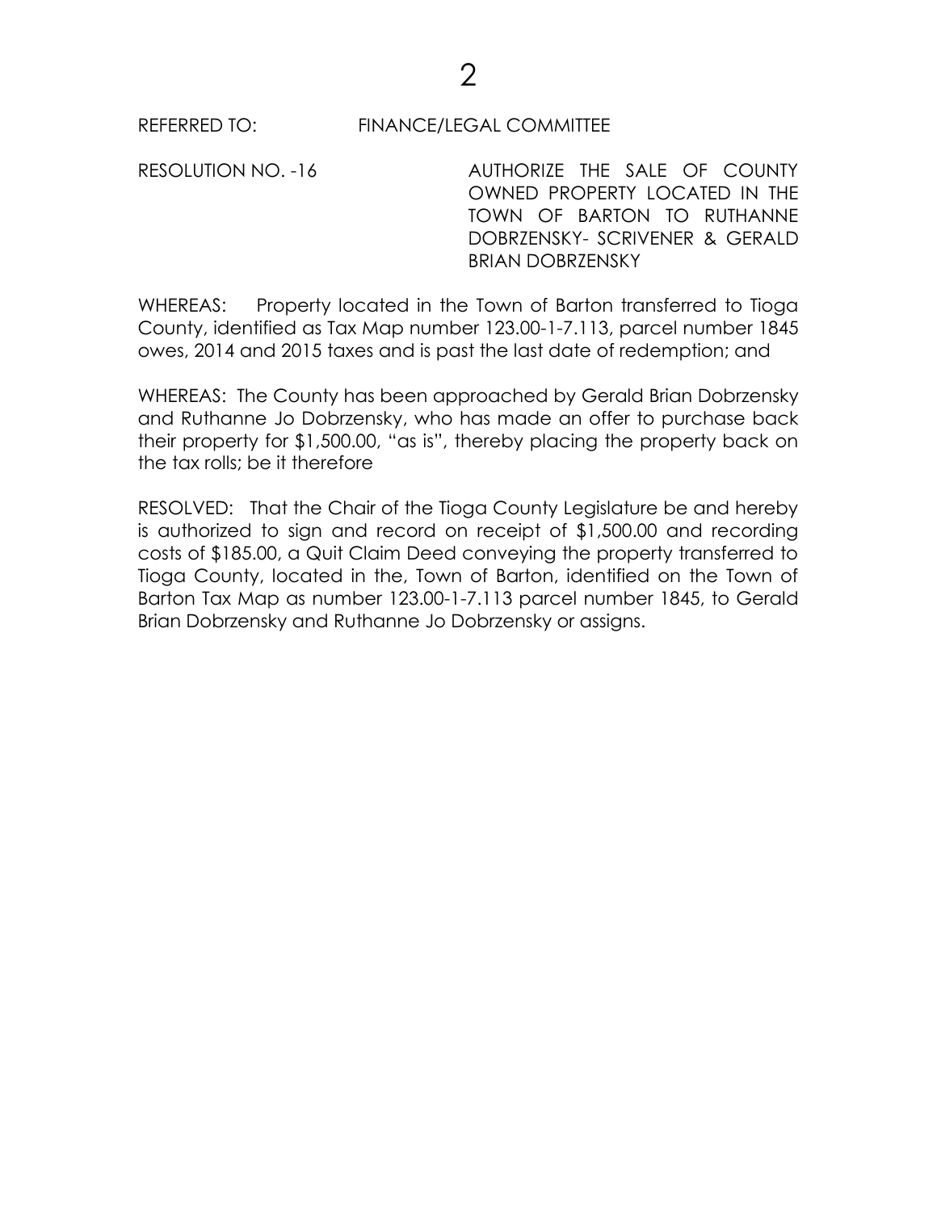REFERRED TO: FINANCE/LEGAL COMMITTEE

RESOLUTION NO. -16 AUTHORIZE THE SALE OF COUNTY OWNED PROPERTY LOCATED IN THE TOWN OF BARTON TO RUTHANNE DOBRZENSKY- SCRIVENER & GERALD BRIAN DOBRZENSKY

WHEREAS: Property located in the Town of Barton transferred to Tioga County, identified as Tax Map number 123.00-1-7.113, parcel number 1845 owes, 2014 and 2015 taxes and is past the last date of redemption; and

WHEREAS: The County has been approached by Gerald Brian Dobrzensky and Ruthanne Jo Dobrzensky, who has made an offer to purchase back their property for $1,500.00, "as is", thereby placing the property back on the tax rolls; be it therefore

RESOLVED: That the Chair of the Tioga County Legislature be and hereby is authorized to sign and record on receipt of $1,500.00 and recording costs of $185.00, a Quit Claim Deed conveying the property transferred to Tioga County, located in the, Town of Barton, identified on the Town of Barton Tax Map as number 123.00-1-7.113 parcel number 1845, to Gerald Brian Dobrzensky and Ruthanne Jo Dobrzensky or assigns.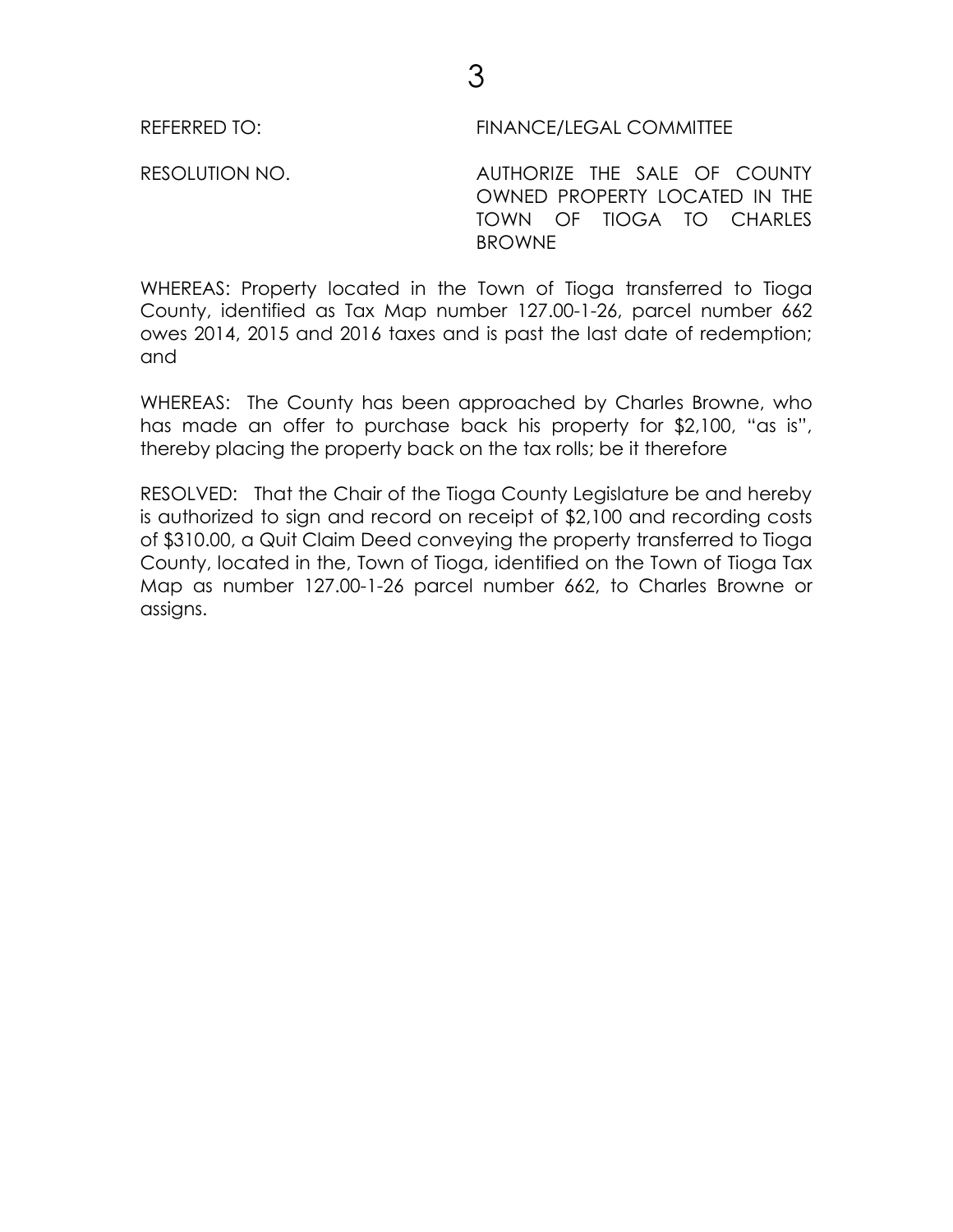REFERRED TO: FINANCE/LEGAL COMMITTEE

RESOLUTION NO. AUTHORIZE THE SALE OF COUNTY OWNED PROPERTY LOCATED IN THE TOWN OF TIOGA TO CHARLES BROWNE

WHEREAS: Property located in the Town of Tioga transferred to Tioga County, identified as Tax Map number 127.00-1-26, parcel number 662 owes 2014, 2015 and 2016 taxes and is past the last date of redemption; and

WHEREAS: The County has been approached by Charles Browne, who has made an offer to purchase back his property for $2,100, "as is", thereby placing the property back on the tax rolls; be it therefore

RESOLVED: That the Chair of the Tioga County Legislature be and hereby is authorized to sign and record on receipt of $2,100 and recording costs of $310.00, a Quit Claim Deed conveying the property transferred to Tioga County, located in the, Town of Tioga, identified on the Town of Tioga Tax Map as number 127.00-1-26 parcel number 662, to Charles Browne or assigns.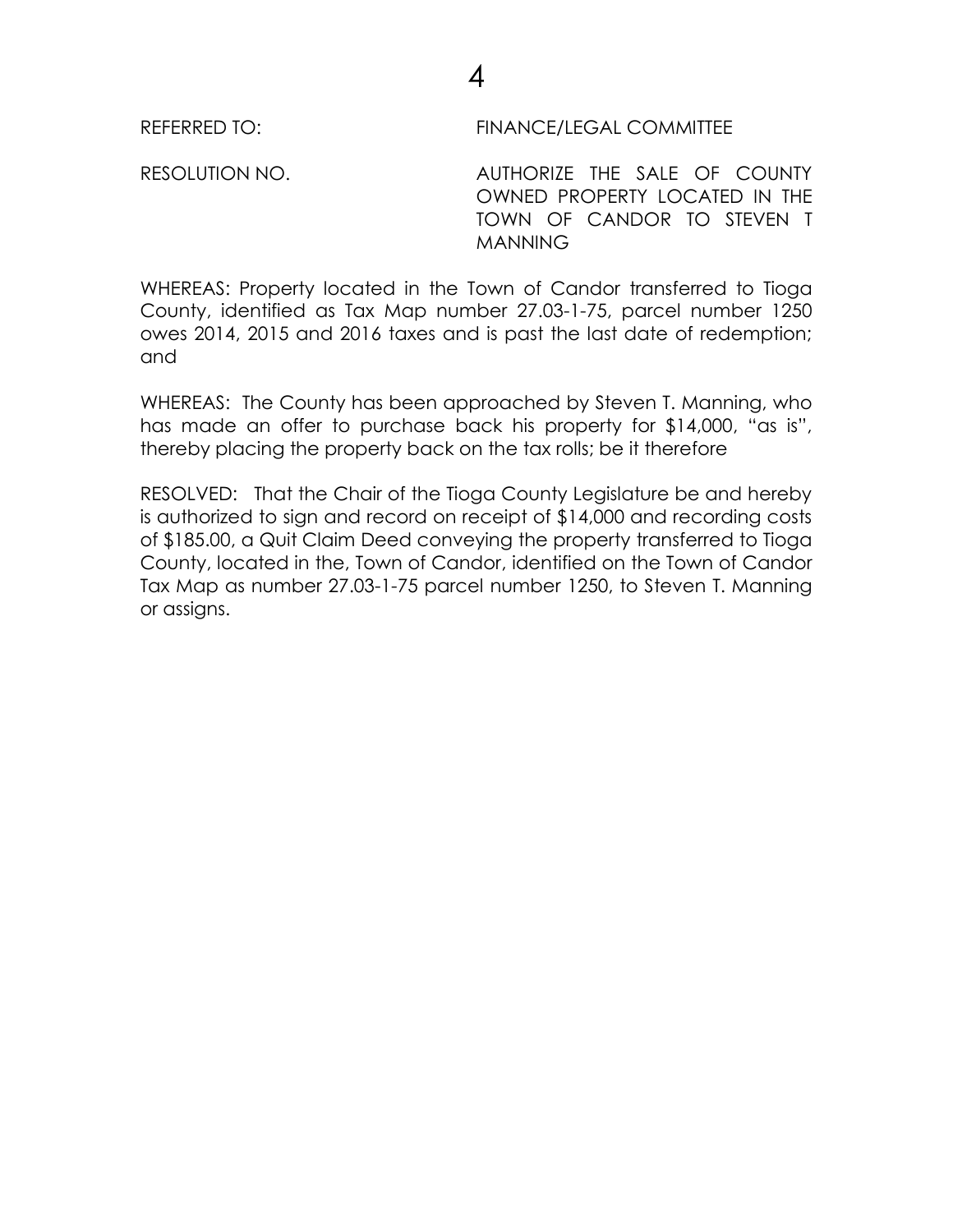REFERRED TO: FINANCE/LEGAL COMMITTEE

RESOLUTION NO. AUTHORIZE THE SALE OF COUNTY OWNED PROPERTY LOCATED IN THE TOWN OF CANDOR TO STEVEN T MANNING

WHEREAS: Property located in the Town of Candor transferred to Tioga County, identified as Tax Map number 27.03-1-75, parcel number 1250 owes 2014, 2015 and 2016 taxes and is past the last date of redemption; and

WHEREAS: The County has been approached by Steven T. Manning, who has made an offer to purchase back his property for $14,000, "as is", thereby placing the property back on the tax rolls; be it therefore

RESOLVED: That the Chair of the Tioga County Legislature be and hereby is authorized to sign and record on receipt of $14,000 and recording costs of $185.00, a Quit Claim Deed conveying the property transferred to Tioga County, located in the, Town of Candor, identified on the Town of Candor Tax Map as number 27.03-1-75 parcel number 1250, to Steven T. Manning or assigns.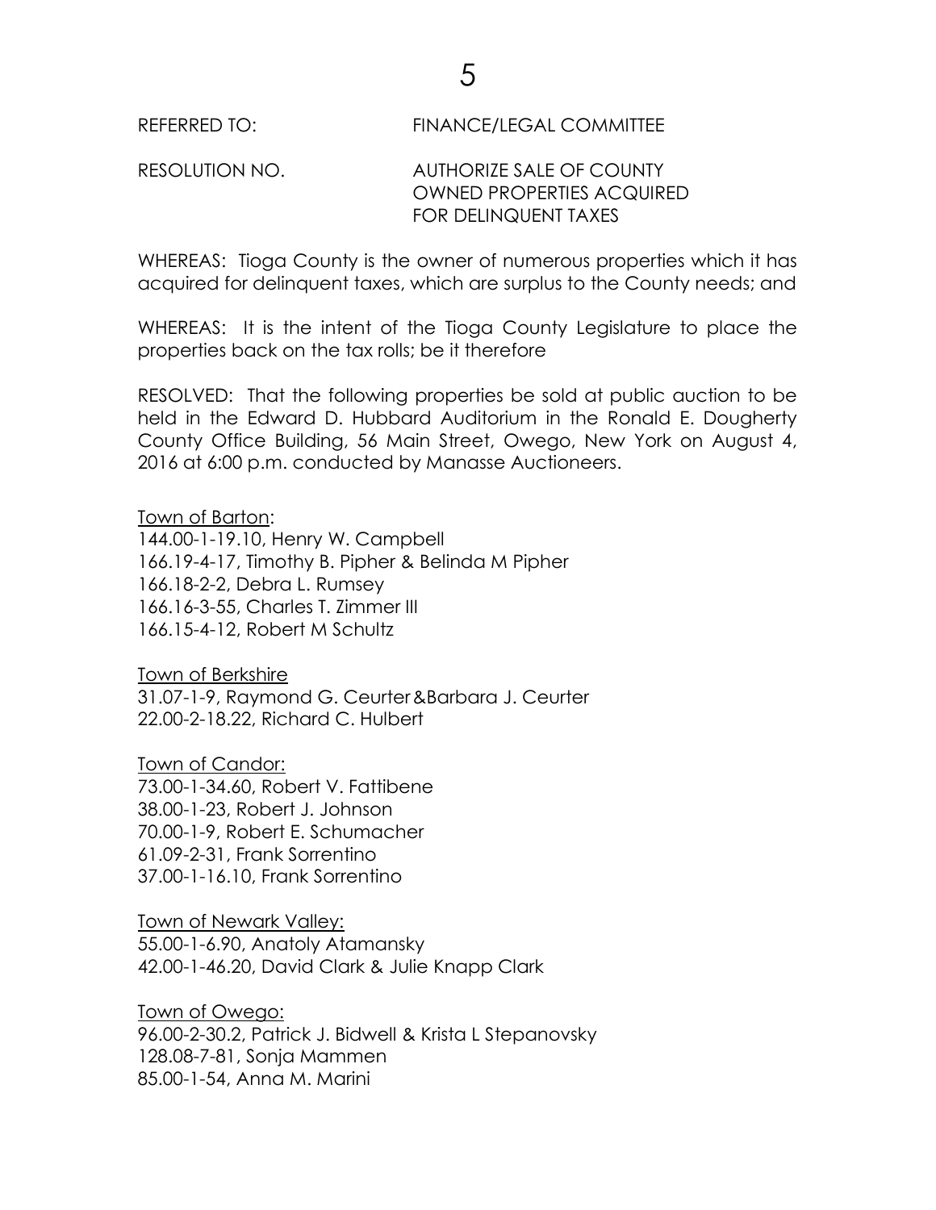REFERRED TO: FINANCE/LEGAL COMMITTEE

RESOLUTION NO. AUTHORIZE SALE OF COUNTY OWNED PROPERTIES ACQUIRED FOR DELINQUENT TAXES

WHEREAS: Tioga County is the owner of numerous properties which it has acquired for delinquent taxes, which are surplus to the County needs; and

WHEREAS: It is the intent of the Tioga County Legislature to place the properties back on the tax rolls; be it therefore

RESOLVED: That the following properties be sold at public auction to be held in the Edward D. Hubbard Auditorium in the Ronald E. Dougherty County Office Building, 56 Main Street, Owego, New York on August 4, 2016 at 6:00 p.m. conducted by Manasse Auctioneers.

Town of Barton:
144.00-1-19.10, Henry W. Campbell
166.19-4-17, Timothy B. Pipher & Belinda M Pipher
166.18-2-2, Debra L. Rumsey
166.16-3-55, Charles T. Zimmer III
166.15-4-12, Robert M Schultz

Town of Berkshire
31.07-1-9, Raymond G. Ceurter&Barbara J. Ceurter
22.00-2-18.22, Richard C. Hulbert

Town of Candor:
73.00-1-34.60, Robert V. Fattibene
38.00-1-23, Robert J. Johnson
70.00-1-9, Robert E. Schumacher
61.09-2-31, Frank Sorrentino
37.00-1-16.10, Frank Sorrentino

Town of Newark Valley:
55.00-1-6.90, Anatoly Atamansky
42.00-1-46.20, David Clark & Julie Knapp Clark

Town of Owego:
96.00-2-30.2, Patrick J. Bidwell & Krista L Stepanovsky
128.08-7-81, Sonja Mammen
85.00-1-54, Anna M. Marini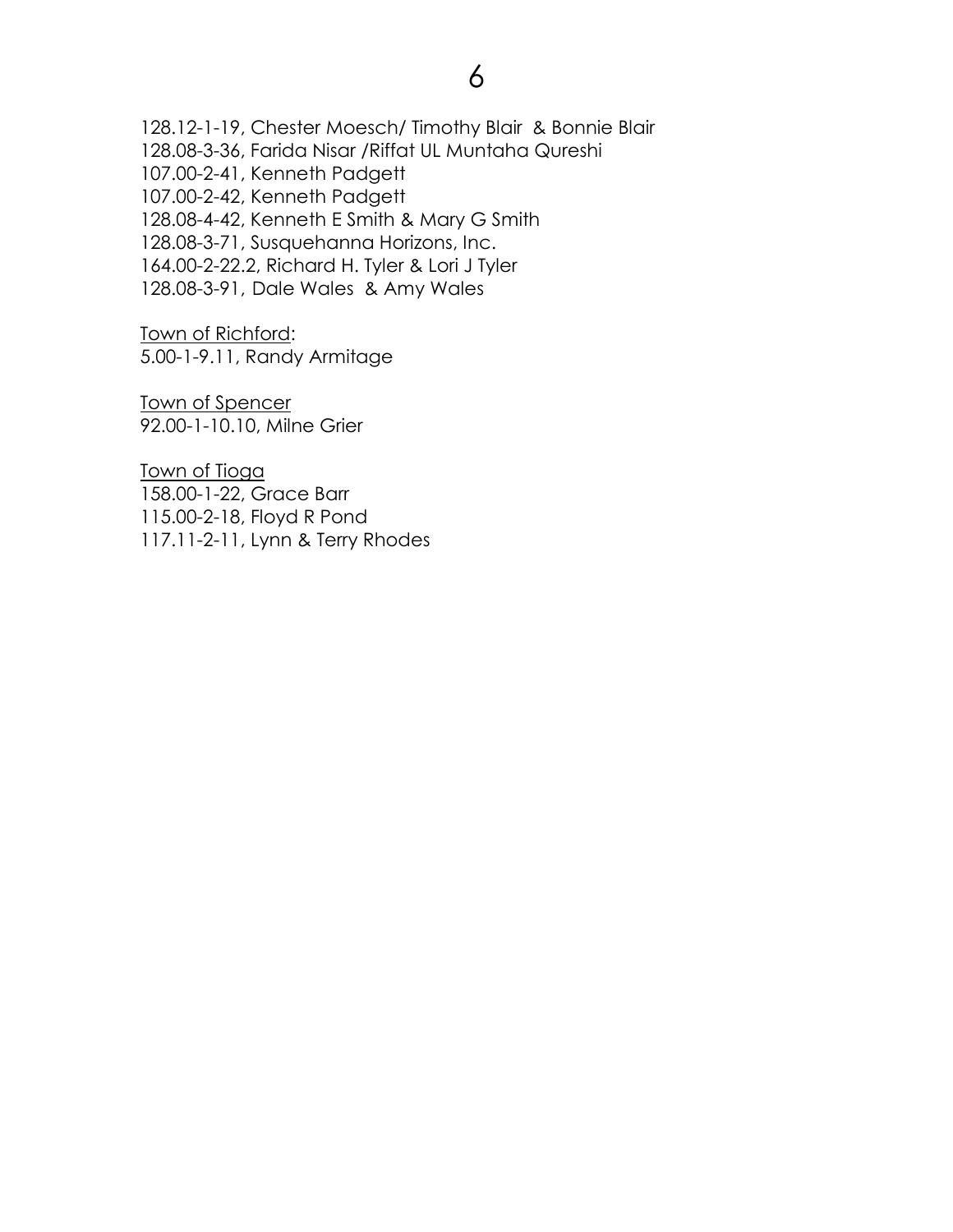128.12-1-19, Chester Moesch/ Timothy Blair & Bonnie Blair
128.08-3-36, Farida Nisar /Riffat UL Muntaha Qureshi
107.00-2-41, Kenneth Padgett
107.00-2-42, Kenneth Padgett
128.08-4-42, Kenneth E Smith & Mary G Smith
128.08-3-71, Susquehanna Horizons, Inc.
164.00-2-22.2, Richard H. Tyler & Lori J Tyler
128.08-3-91, Dale Wales & Amy Wales

<u>Town of Richford</u>:
5.00-1-9.11, Randy Armitage

<u>Town of Spencer</u>
92.00-1-10.10, Milne Grier

<u>Town of Tioga</u>
158.00-1-22, Grace Barr
115.00-2-18, Floyd R Pond
117.11-2-11, Lynn & Terry Rhodes